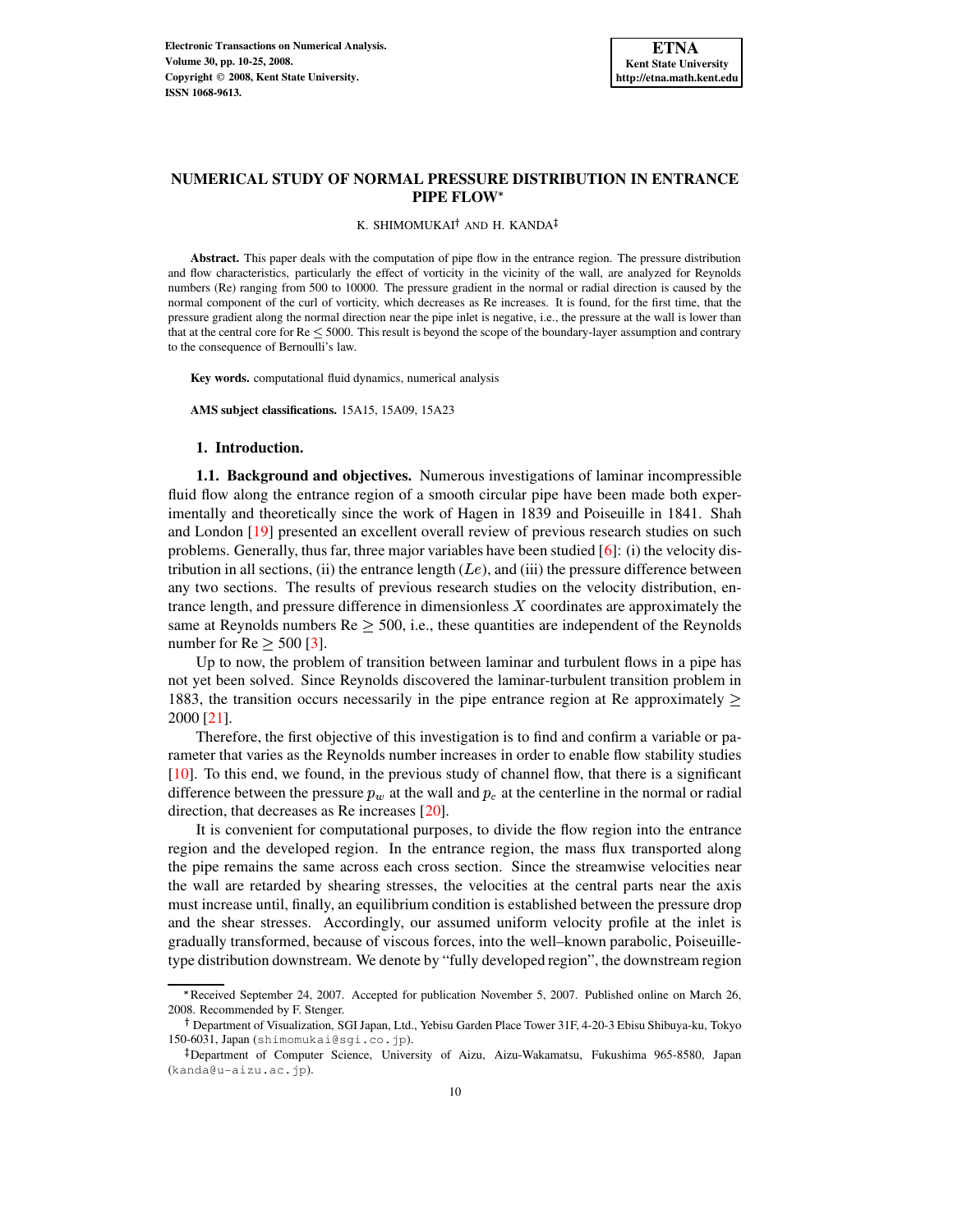# NUMERICAL STUDY OF NORMAL PRESSURE DISTRIBUTION IN ENTRANCE PIPE FLOW*

K. SHIMOMUKAI† AND H. KANDA‡

**Abstract.** This paper deals with the computation of pipe flow in the entrance region. The pressure distribution and flow characteristics, particularly the effect of vorticity in the vicinity of the wall, are analyzed for Reynolds numbers (Re) ranging from 500 to 10000. The pressure gradient in the normal or radial direction is caused by the normal component of the curl of vorticity, which decreases as Re increases. It is found, for the first time, that the pressure gradient along the normal direction near the pipe inlet is negative, i.e., the pressure at the wall is lower than that at the central core for Re $\leq$ 5000. This result is beyond the scope of the boundary-layer assumption and contrary to the consequence of Bernoulli's law.

**Key words.** computational fluid dynamics, numerical analysis

**AMS subject classifications.** 15A15, 15A09, 15A23

## 1. Introduction.

### 1.1. Background and objectives.

Numerous investigations of laminar incompressible fluid flow along the entrance region of a smooth circular pipe have been made both experimentally and theoretically since the work of Hagen in 1839 and Poiseuille in 1841. Shah and London [19] presented an excellent overall review of previous research studies on such problems. Generally, thus far, three major variables have been studied [6]: (i) the velocity distribution in all sections, (ii) the entrance length ($Le$), and (iii) the pressure difference between any two sections. The results of previous research studies on the velocity distribution, entrance length, and pressure difference in dimensionless $X$ coordinates are approximately the same at Reynolds numbers Re $\geq$ 500, i.e., these quantities are independent of the Reynolds number for Re $\geq$ 500 [3].

Up to now, the problem of transition between laminar and turbulent flows in a pipe has not yet been solved. Since Reynolds discovered the laminar-turbulent transition problem in 1883, the transition occurs necessarily in the pipe entrance region at Re approximately $\geq$ 2000 [21].

Therefore, the first objective of this investigation is to find and confirm a variable or parameter that varies as the Reynolds number increases in order to enable flow stability studies [10]. To this end, we found, in the previous study of channel flow, that there is a significant difference between the pressure $p_w$ at the wall and $p_c$ at the centerline in the normal or radial direction, that decreases as Re increases [20].

It is convenient for computational purposes, to divide the flow region into the entrance region and the developed region. In the entrance region, the mass flux transported along the pipe remains the same across each cross section. Since the streamwise velocities near the wall are retarded by shearing stresses, the velocities at the central parts near the axis must increase until, finally, an equilibrium condition is established between the pressure drop and the shear stresses. Accordingly, our assumed uniform velocity profile at the inlet is gradually transformed, because of viscous forces, into the well–known parabolic, Poiseuille-type distribution downstream. We denote by "fully developed region", the downstream region

---

*Received September 24, 2007. Accepted for publication November 5, 2007. Published online on March 26, 2008. Recommended by F. Stenger.

† Department of Visualization, SGI Japan, Ltd., Yebisu Garden Place Tower 31F, 4-20-3 Ebisu Shibuya-ku, Tokyo 150-6031, Japan (shimomukai@sgi.co.jp).

‡Department of Computer Science, University of Aizu, Aizu-Wakamatsu, Fukushima 965-8580, Japan (kanda@u-aizu.ac.jp).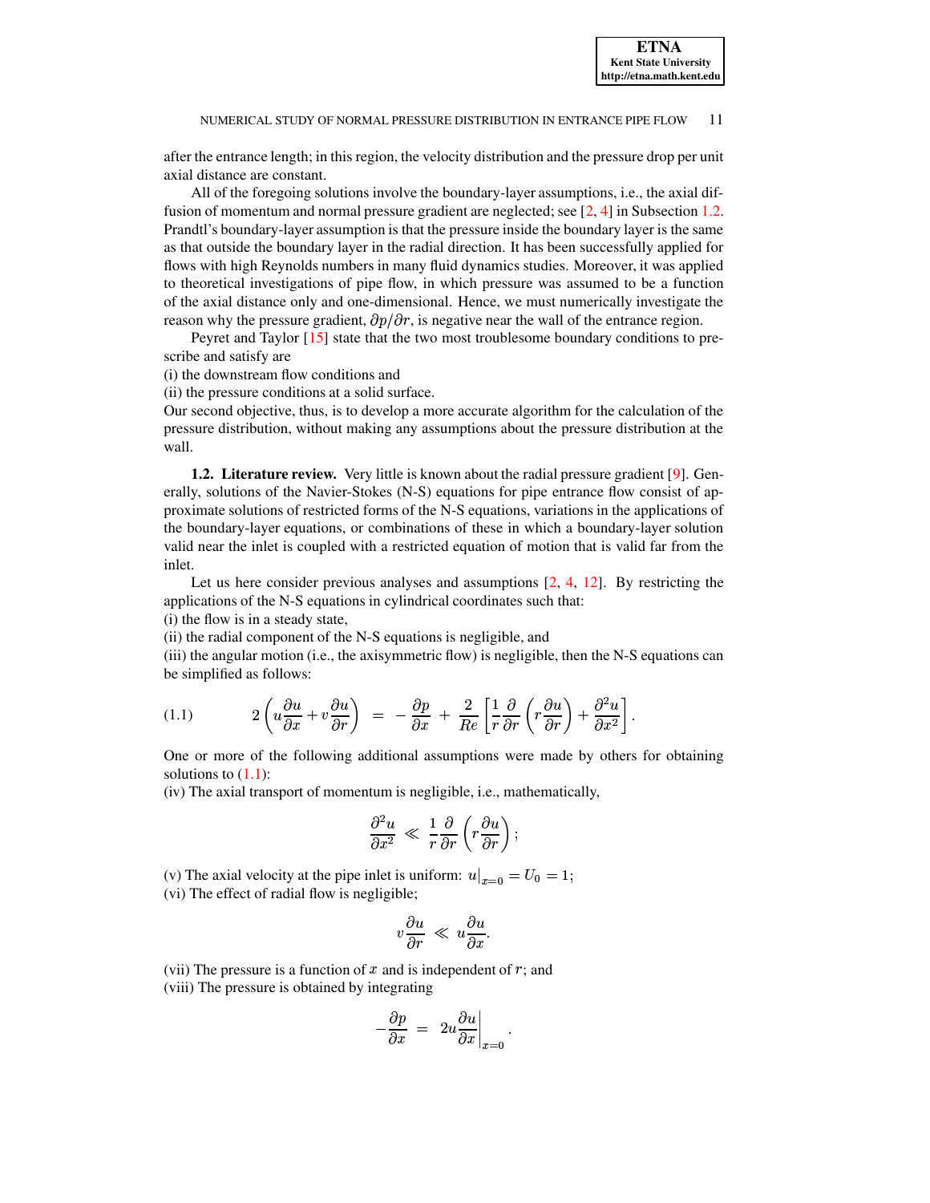after the entrance length; in this region, the velocity distribution and the pressure drop per unit axial distance are constant.

All of the foregoing solutions involve the boundary-layer assumptions, i.e., the axial diffusion of momentum and normal pressure gradient are neglected; see [2, 4] in Subsection 1.2. Prandtl's boundary-layer assumption is that the pressure inside the boundary layer is the same as that outside the boundary layer in the radial direction. It has been successfully applied for flows with high Reynolds numbers in many fluid dynamics studies. Moreover, it was applied to theoretical investigations of pipe flow, in which pressure was assumed to be a function of the axial distance only and one-dimensional. Hence, we must numerically investigate the reason why the pressure gradient, $\partial p/\partial r$, is negative near the wall of the entrance region.

Peyret and Taylor [15] state that the two most troublesome boundary conditions to prescribe and satisfy are
(i) the downstream flow conditions and
(ii) the pressure conditions at a solid surface.
Our second objective, thus, is to develop a more accurate algorithm for the calculation of the pressure distribution, without making any assumptions about the pressure distribution at the wall.

**1.2. Literature review.** Very little is known about the radial pressure gradient [9]. Generally, solutions of the Navier-Stokes (N-S) equations for pipe entrance flow consist of approximate solutions of restricted forms of the N-S equations, variations in the applications of the boundary-layer equations, or combinations of these in which a boundary-layer solution valid near the inlet is coupled with a restricted equation of motion that is valid far from the inlet.

Let us here consider previous analyses and assumptions [2, 4, 12]. By restricting the applications of the N-S equations in cylindrical coordinates such that:
(i) the flow is in a steady state,
(ii) the radial component of the N-S equations is negligible, and
(iii) the angular motion (i.e., the axisymmetric flow) is negligible, then the N-S equations can be simplified as follows:

$$2\left(u\frac{\partial u}{\partial x} + v\frac{\partial u}{\partial r}\right) = -\frac{\partial p}{\partial x} + \frac{2}{Re}\left[\frac{1}{r}\frac{\partial}{\partial r}\left(r\frac{\partial u}{\partial r}\right) + \frac{\partial^2 u}{\partial x^2}\right]. \tag{1.1}$$

One or more of the following additional assumptions were made by others for obtaining solutions to (1.1):
(iv) The axial transport of momentum is negligible, i.e., mathematically,

$$\frac{\partial^2 u}{\partial x^2} \ll \frac{1}{r}\frac{\partial}{\partial r}\left(r\frac{\partial u}{\partial r}\right);$$

(v) The axial velocity at the pipe inlet is uniform: $u\big|_{x=0} = U_0 = 1$;
(vi) The effect of radial flow is negligible;

$$v\frac{\partial u}{\partial r} \ll u\frac{\partial u}{\partial x}.$$

(vii) The pressure is a function of $x$ and is independent of $r$; and
(viii) The pressure is obtained by integrating

$$-\frac{\partial p}{\partial x} = 2u\frac{\partial u}{\partial x}\bigg|_{x=0}.$$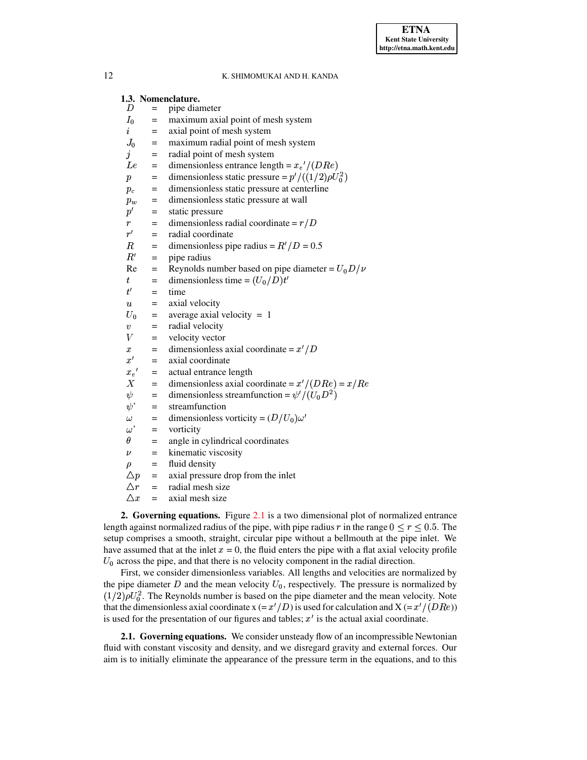### 1.3. Nomenclature.

$D$ = pipe diameter
$I_0$ = maximum axial point of mesh system
$i$ = axial point of mesh system
$J_0$ = maximum radial point of mesh system
$j$ = radial point of mesh system
$Le$ = dimensionless entrance length = ${x_e}'/(DRe)$
$p$ = dimensionless static pressure = $p'/((1/2)\rho U_0^2)$
$p_c$ = dimensionless static pressure at centerline
$p_w$ = dimensionless static pressure at wall
$p'$ = static pressure
$r$ = dimensionless radial coordinate = $r/D$
$r'$ = radial coordinate
$R$ = dimensionless pipe radius = $R'/D$ = 0.5
$R'$ = pipe radius
Re = Reynolds number based on pipe diameter = $U_0 D/\nu$
$t$ = dimensionless time = $(U_0/D)t'$
$t'$ = time
$u$ = axial velocity
$U_0$ = average axial velocity = 1
$v$ = radial velocity
$V$ = velocity vector
$x$ = dimensionless axial coordinate = $x'/D$
$x'$ = axial coordinate
${x_e}'$ = actual entrance length
$X$ = dimensionless axial coordinate = $x'/(DRe) = x/Re$
$\psi$ = dimensionless streamfunction = $\psi'/(U_0 D^2)$
$\psi$' = streamfunction
$\omega$ = dimensionless vorticity = $(D/U_0)\omega'$
$\omega$' = vorticity
$\theta$ = angle in cylindrical coordinates
$\nu$ = kinematic viscosity
$\rho$ = fluid density
$\triangle p$ = axial pressure drop from the inlet
$\triangle r$ = radial mesh size
$\triangle x$ = axial mesh size

## 2. Governing equations.

Figure 2.1 is a two dimensional plot of normalized entrance length against normalized radius of the pipe, with pipe radius $r$ in the range $0 \leq r \leq 0.5$. The setup comprises a smooth, straight, circular pipe without a bellmouth at the pipe inlet. We have assumed that at the inlet $x$ = 0, the fluid enters the pipe with a flat axial velocity profile $U_0$ across the pipe, and that there is no velocity component in the radial direction.

First, we consider dimensionless variables. All lengths and velocities are normalized by the pipe diameter $D$ and the mean velocity $U_0$, respectively. The pressure is normalized by $(1/2)\rho U_0^2$. The Reynolds number is based on the pipe diameter and the mean velocity. Note that the dimensionless axial coordinate x (= $x'/D$) is used for calculation and X (= $x'/(DRe)$) is used for the presentation of our figures and tables; $x'$ is the actual axial coordinate.

### 2.1. Governing equations.

We consider unsteady flow of an incompressible Newtonian fluid with constant viscosity and density, and we disregard gravity and external forces. Our aim is to initially eliminate the appearance of the pressure term in the equations, and to this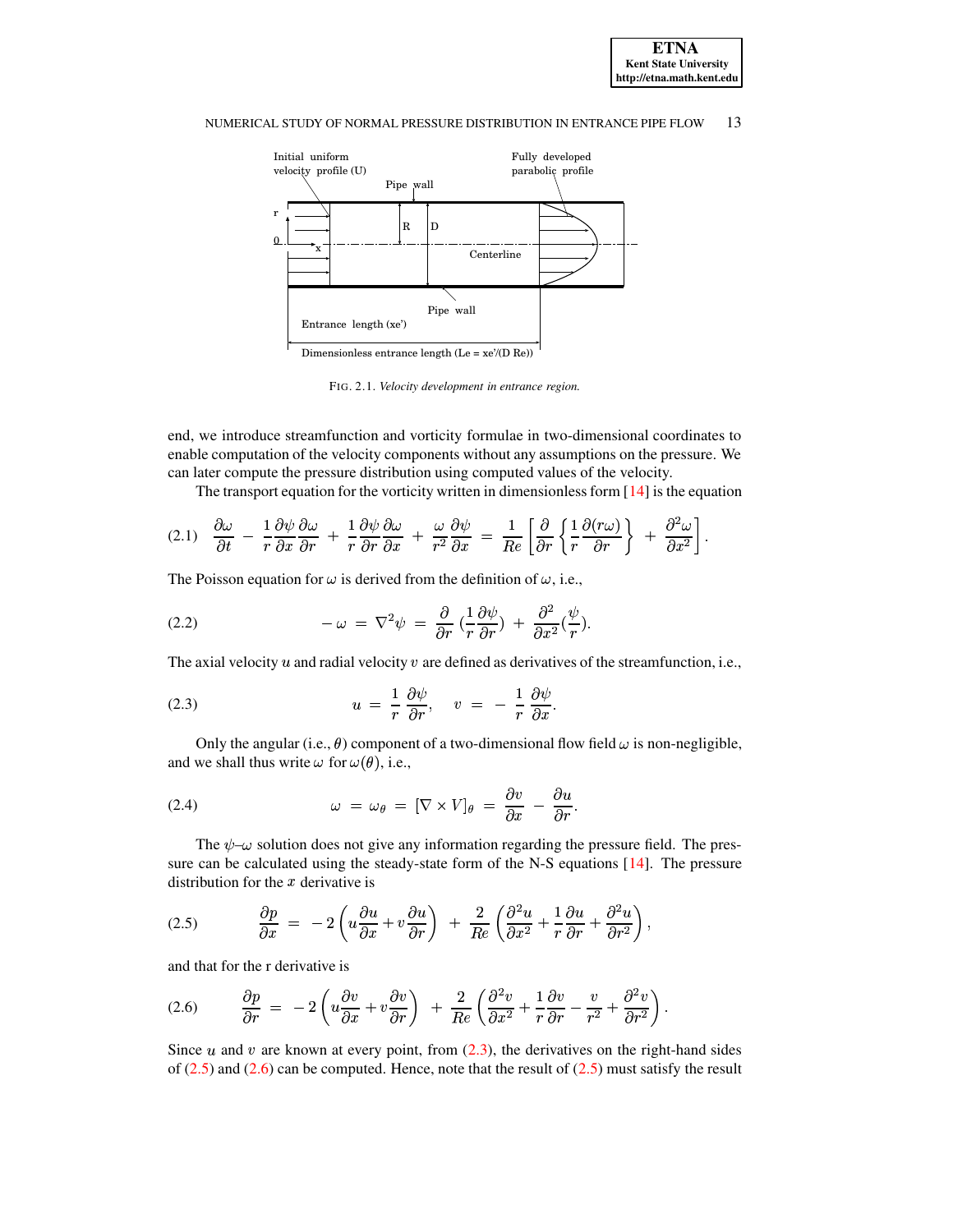FIG. 2.1. *Velocity development in entrance region.*

end, we introduce streamfunction and vorticity formulae in two-dimensional coordinates to enable computation of the velocity components without any assumptions on the pressure. We can later compute the pressure distribution using computed values of the velocity.

The transport equation for the vorticity written in dimensionless form [14] is the equation

$$\frac{\partial \omega}{\partial t} - \frac{1}{r}\frac{\partial \psi}{\partial x}\frac{\partial \omega}{\partial r} + \frac{1}{r}\frac{\partial \psi}{\partial r}\frac{\partial \omega}{\partial x} + \frac{\omega}{r^2}\frac{\partial \psi}{\partial x} = \frac{1}{Re}\left[\frac{\partial}{\partial r}\left\{\frac{1}{r}\frac{\partial (r\omega)}{\partial r}\right\} + \frac{\partial^2 \omega}{\partial x^2}\right]. \tag{2.1}$$

The Poisson equation for $\omega$ is derived from the definition of $\omega$, i.e.,

$$-\omega = \nabla^2 \psi = \frac{\partial}{\partial r}\left(\frac{1}{r}\frac{\partial \psi}{\partial r}\right) + \frac{\partial^2}{\partial x^2}\left(\frac{\psi}{r}\right). \tag{2.2}$$

The axial velocity $u$ and radial velocity $v$ are defined as derivatives of the streamfunction, i.e.,

$$u = \frac{1}{r}\frac{\partial \psi}{\partial r}, \quad v = -\frac{1}{r}\frac{\partial \psi}{\partial x}. \tag{2.3}$$

Only the angular (i.e., $\theta$) component of a two-dimensional flow field $\omega$ is non-negligible, and we shall thus write $\omega$ for $\omega(\theta)$, i.e.,

$$\omega = \omega_\theta = [\nabla \times V]_\theta = \frac{\partial v}{\partial x} - \frac{\partial u}{\partial r}. \tag{2.4}$$

The $\psi$–$\omega$ solution does not give any information regarding the pressure field. The pressure can be calculated using the steady-state form of the N-S equations [14]. The pressure distribution for the $x$ derivative is

$$\frac{\partial p}{\partial x} = -2\left(u\frac{\partial u}{\partial x} + v\frac{\partial u}{\partial r}\right) + \frac{2}{Re}\left(\frac{\partial^2 u}{\partial x^2} + \frac{1}{r}\frac{\partial u}{\partial r} + \frac{\partial^2 u}{\partial r^2}\right), \tag{2.5}$$

and that for the r derivative is

$$\frac{\partial p}{\partial r} = -2\left(u\frac{\partial v}{\partial x} + v\frac{\partial v}{\partial r}\right) + \frac{2}{Re}\left(\frac{\partial^2 v}{\partial x^2} + \frac{1}{r}\frac{\partial v}{\partial r} - \frac{v}{r^2} + \frac{\partial^2 v}{\partial r^2}\right). \tag{2.6}$$

Since $u$ and $v$ are known at every point, from (2.3), the derivatives on the right-hand sides of (2.5) and (2.6) can be computed. Hence, note that the result of (2.5) must satisfy the result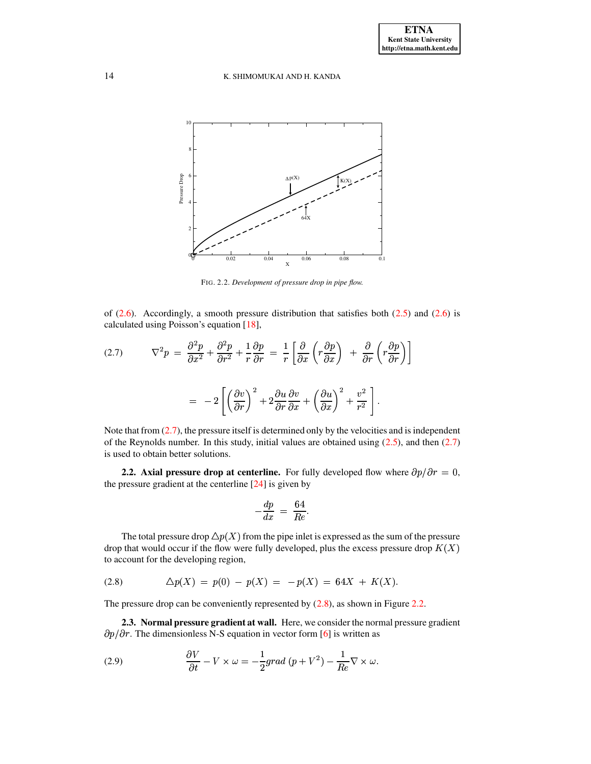FIG. 2.2. *Development of pressure drop in pipe flow.*

of (2.6). Accordingly, a smooth pressure distribution that satisfies both (2.5) and (2.6) is calculated using Poisson's equation [18],

$$\nabla^2 p = \frac{\partial^2 p}{\partial x^2} + \frac{\partial^2 p}{\partial r^2} + \frac{1}{r}\frac{\partial p}{\partial r} = \frac{1}{r}\left[\frac{\partial}{\partial x}\left(r\frac{\partial p}{\partial x}\right) + \frac{\partial}{\partial r}\left(r\frac{\partial p}{\partial r}\right)\right]$$

$$= -2\left[\left(\frac{\partial v}{\partial r}\right)^2 + 2\frac{\partial u}{\partial r}\frac{\partial v}{\partial x} + \left(\frac{\partial u}{\partial x}\right)^2 + \frac{v^2}{r^2}\right]. \tag{2.7}$$

Note that from (2.7), the pressure itself is determined only by the velocities and is independent of the Reynolds number. In this study, initial values are obtained using (2.5), and then (2.7) is used to obtain better solutions.

**2.2. Axial pressure drop at centerline.** For fully developed flow where $\partial p/\partial r = 0$, the pressure gradient at the centerline [24] is given by

$$-\frac{dp}{dx} = \frac{64}{Re}.$$

The total pressure drop $\triangle p(X)$ from the pipe inlet is expressed as the sum of the pressure drop that would occur if the flow were fully developed, plus the excess pressure drop $K(X)$ to account for the developing region,

$$\triangle p(X) = p(0) - p(X) = -p(X) = 64X + K(X). \tag{2.8}$$

The pressure drop can be conveniently represented by (2.8), as shown in Figure 2.2.

**2.3. Normal pressure gradient at wall.** Here, we consider the normal pressure gradient $\partial p/\partial r$. The dimensionless N-S equation in vector form [6] is written as

$$\frac{\partial V}{\partial t} - V \times \omega = -\frac{1}{2}grad\,(p + V^2) - \frac{1}{Re}\nabla \times \omega. \tag{2.9}$$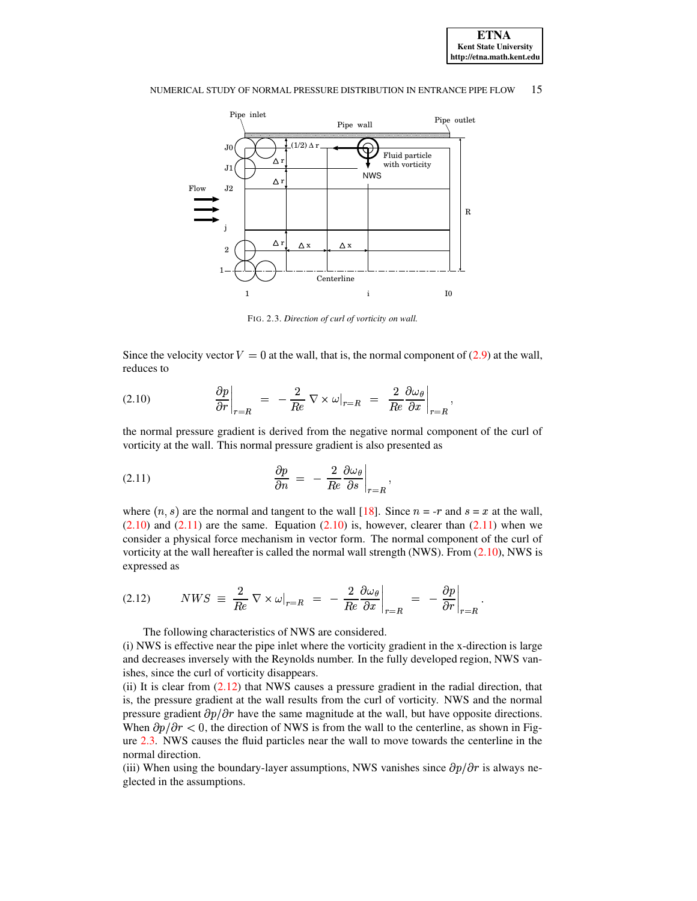FIG. 2.3. *Direction of curl of vorticity on wall.*

Since the velocity vector $V = 0$ at the wall, that is, the normal component of (2.9) at the wall, reduces to

$$\left.\frac{\partial p}{\partial r}\right|_{r=R} = -\frac{2}{Re}\,\nabla\times\omega|_{r=R} = \left.\frac{2}{Re}\frac{\partial \omega_\theta}{\partial x}\right|_{r=R}, \tag{2.10}$$

the normal pressure gradient is derived from the negative normal component of the curl of vorticity at the wall. This normal pressure gradient is also presented as

$$\frac{\partial p}{\partial n} = -\left.\frac{2}{Re}\frac{\partial \omega_\theta}{\partial s}\right|_{r=R}, \tag{2.11}$$

where $(n, s)$ are the normal and tangent to the wall [18]. Since $n$ = -$r$ and $s = x$ at the wall, (2.10) and (2.11) are the same. Equation (2.10) is, however, clearer than (2.11) when we consider a physical force mechanism in vector form. The normal component of the curl of vorticity at the wall hereafter is called the normal wall strength (NWS). From (2.10), NWS is expressed as

$$NWS \equiv \frac{2}{Re}\,\nabla\times\omega|_{r=R} = -\left.\frac{2}{Re}\frac{\partial \omega_\theta}{\partial x}\right|_{r=R} = -\left.\frac{\partial p}{\partial r}\right|_{r=R}. \tag{2.12}$$

The following characteristics of NWS are considered.

(i) NWS is effective near the pipe inlet where the vorticity gradient in the x-direction is large and decreases inversely with the Reynolds number. In the fully developed region, NWS vanishes, since the curl of vorticity disappears.

(ii) It is clear from (2.12) that NWS causes a pressure gradient in the radial direction, that is, the pressure gradient at the wall results from the curl of vorticity. NWS and the normal pressure gradient $\partial p/\partial r$ have the same magnitude at the wall, but have opposite directions. When $\partial p/\partial r < 0$, the direction of NWS is from the wall to the centerline, as shown in Figure 2.3. NWS causes the fluid particles near the wall to move towards the centerline in the normal direction.

(iii) When using the boundary-layer assumptions, NWS vanishes since $\partial p/\partial r$ is always neglected in the assumptions.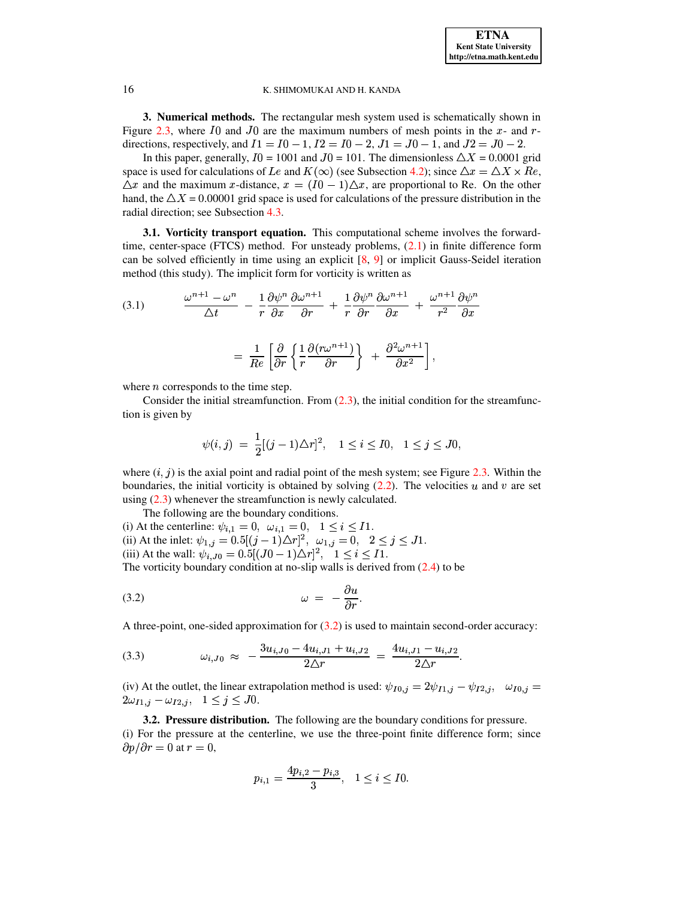**3. Numerical methods.** The rectangular mesh system used is schematically shown in Figure 2.3, where $I0$ and $J0$ are the maximum numbers of mesh points in the $x$- and $r$-directions, respectively, and $I1 = I0 - 1$, $I2 = I0 - 2$, $J1 = J0 - 1$, and $J2 = J0 - 2$.

In this paper, generally, $I0$ = 1001 and $J0$ = 101. The dimensionless $\triangle X$ = 0.0001 grid space is used for calculations of $Le$ and $K(\infty)$ (see Subsection 4.2); since $\triangle x = \triangle X \times Re$, $\triangle x$ and the maximum $x$-distance, $x = (I0 - 1)\triangle x$, are proportional to Re. On the other hand, the $\triangle X$ = 0.00001 grid space is used for calculations of the pressure distribution in the radial direction; see Subsection 4.3.

**3.1. Vorticity transport equation.** This computational scheme involves the forward-time, center-space (FTCS) method. For unsteady problems, (2.1) in finite difference form can be solved efficiently in time using an explicit [8, 9] or implicit Gauss-Seidel iteration method (this study). The implicit form for vorticity is written as

$$\text{(3.1)} \qquad \frac{\omega^{n+1} - \omega^n}{\triangle t} - \frac{1}{r}\frac{\partial \psi^n}{\partial x}\frac{\partial \omega^{n+1}}{\partial r} + \frac{1}{r}\frac{\partial \psi^n}{\partial r}\frac{\partial \omega^{n+1}}{\partial x} + \frac{\omega^{n+1}}{r^2}\frac{\partial \psi^n}{\partial x}$$

$$= \frac{1}{Re}\left[\frac{\partial}{\partial r}\left\{\frac{1}{r}\frac{\partial (r\omega^{n+1})}{\partial r}\right\} + \frac{\partial^2 \omega^{n+1}}{\partial x^2}\right],$$

where $n$ corresponds to the time step.

Consider the initial streamfunction. From (2.3), the initial condition for the streamfunction is given by

$$\psi(i, j) = \frac{1}{2}[(j-1)\triangle r]^2, \quad 1 \le i \le I0, \quad 1 \le j \le J0,$$

where $(i, j)$ is the axial point and radial point of the mesh system; see Figure 2.3. Within the boundaries, the initial vorticity is obtained by solving (2.2). The velocities $u$ and $v$ are set using (2.3) whenever the streamfunction is newly calculated.

The following are the boundary conditions.

(i) At the centerline: $\psi_{i,1} = 0, \ \omega_{i,1} = 0, \quad 1 \le i \le I1$.

(ii) At the inlet: $\psi_{1,j} = 0.5[(j-1)\triangle r]^2, \ \omega_{1,j} = 0, \quad 2 \le j \le J1$.

(iii) At the wall: $\psi_{i,J0} = 0.5[(J0-1)\triangle r]^2, \quad 1 \le i \le I1$.

The vorticity boundary condition at no-slip walls is derived from (2.4) to be

$$\text{(3.2)} \qquad \omega = -\frac{\partial u}{\partial r}.$$

A three-point, one-sided approximation for (3.2) is used to maintain second-order accuracy:

$$\text{(3.3)} \qquad \omega_{i,J0} \approx -\frac{3u_{i,J0} - 4u_{i,J1} + u_{i,J2}}{2\triangle r} = \frac{4u_{i,J1} - u_{i,J2}}{2\triangle r}.$$

(iv) At the outlet, the linear extrapolation method is used: $\psi_{I0,j} = 2\psi_{I1,j} - \psi_{I2,j}, \quad \omega_{I0,j} = 2\omega_{I1,j} - \omega_{I2,j}, \quad 1 \le j \le J0$.

**3.2. Pressure distribution.** The following are the boundary conditions for pressure.

(i) For the pressure at the centerline, we use the three-point finite difference form; since $\partial p/\partial r = 0$ at $r = 0$,

$$p_{i,1} = \frac{4p_{i,2} - p_{i,3}}{3}, \quad 1 \le i \le I0.$$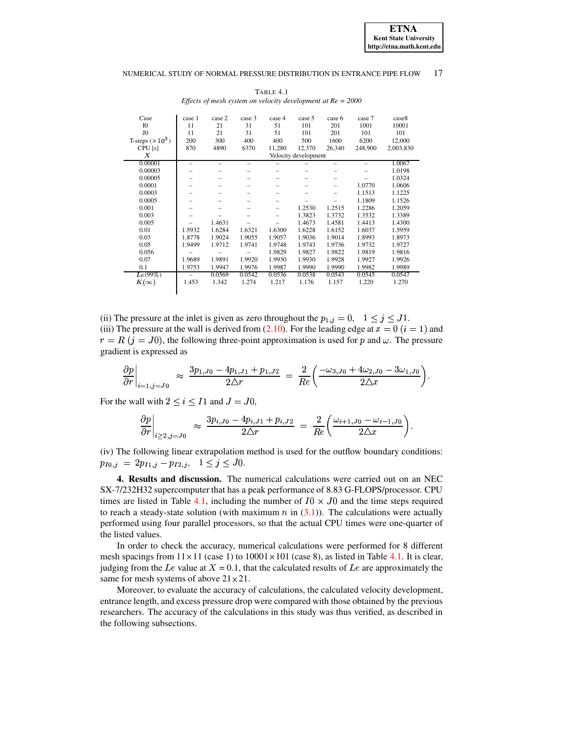TABLE 4.1
*Effects of mesh system on velocity development at Re = 2000*

| Case | case 1 | case 2 | case 3 | case 4 | case 5 | case 6 | case 7 | case8 |
|---|---|---|---|---|---|---|---|---|
| I0 | 11 | 21 | 31 | 51 | 101 | 201 | 1001 | 10001 |
| J0 | 11 | 21 | 31 | 51 | 101 | 201 | 101 | 101 |
| T-steps ($\times 10^3$) | 200 | 300 | 400 | 400 | 500 | 1600 | 6200 | 12,000 |
| CPU [s] | 870 | 4890 | 6370 | 11,280 | 12,370 | 26,340 | 248,900 | 2,003,830 |
| $X$ | Velocity development | | | | | | | |
| 0.00001 | – | – | – | – | – | – | – | 1.0067 |
| 0.00003 | – | – | – | – | – | – | – | 1.0198 |
| 0.00005 | – | – | – | – | – | – | – | 1.0324 |
| 0.0001 | – | – | – | – | – | – | 1.0770 | 1.0606 |
| 0.0003 | – | – | – | – | – | – | 1.1513 | 1.1225 |
| 0.0005 | – | – | – | – | – | – | 1.1809 | 1.1526 |
| 0.001 | – | – | – | – | 1.2530 | 1.2515 | 1.2286 | 1.2059 |
| 0.003 | – | – | – | – | 1.3823 | 1.3732 | 1.3532 | 1.3389 |
| 0.005 | – | 1.4631 | – | – | 1.4673 | 1.4581 | 1.4413 | 1.4300 |
| 0.01 | 1.5932 | 1.6284 | 1.6321 | 1.6300 | 1.6228 | 1.6152 | 1.6037 | 1.5959 |
| 0.03 | 1.8778 | 1.9024 | 1.9055 | 1.9057 | 1.9036 | 1.9014 | 1.8993 | 1.8973 |
| 0.05 | 1.9499 | 1.9712 | 1.9741 | 1.9748 | 1.9743 | 1.9736 | 1.9732 | 1.9727 |
| 0.056 | – | – | – | 1.9829 | 1.9827 | 1.9822 | 1.9819 | 1.9816 |
| 0.07 | 1.9689 | 1.9891 | 1.9920 | 1.9930 | 1.9930 | 1.9928 | 1.9927 | 1.9926 |
| 0.1 | 1.9753 | 1.9947 | 1.9976 | 1.9987 | 1.9990 | 1.9990 | 1.9982 | 1.9989 |
| $Le(99\%)$ | – | 0.0569 | 0.0542 | 0.0536 | 0.0538 | 0.0543 | 0.0545 | 0.0547 |
| $K(\infty)$ | 1.453 | 1.342 | 1.274 | 1.217 | 1.176 | 1.157 | 1.220 | 1.270 |

(ii) The pressure at the inlet is given as zero throughout the $p_{1,j} = 0, \quad 1 \leq j \leq J1$.
(iii) The pressure at the wall is derived from (2.10). For the leading edge at $x = 0$ ($i = 1$) and $r = R$ ($j = J0$), the following three-point approximation is used for $p$ and $\omega$. The pressure gradient is expressed as

$$\left.\frac{\partial p}{\partial r}\right|_{i=1,j=J0} \approx \frac{3p_{1,J0} - 4p_{1,J1} + p_{1,J2}}{2\triangle r} = \frac{2}{Re}\left(\frac{-\omega_{3,J0} + 4\omega_{2,J0} - 3\omega_{1,J0}}{2\triangle x}\right).$$

For the wall with $2 \leq i \leq I1$ and $J = J0$,

$$\left.\frac{\partial p}{\partial r}\right|_{i\geq 2,j=J0} \approx \frac{3p_{i,J0} - 4p_{i,J1} + p_{i,J2}}{2\triangle r} = \frac{2}{Re}\left(\frac{\omega_{i+1,J0} - \omega_{i-1,J0}}{2\triangle x}\right).$$

(iv) The following linear extrapolation method is used for the outflow boundary conditions: $p_{I0,j} = 2p_{I1,j} - p_{I2,j}, \quad 1 \leq j \leq J0$.

**4. Results and discussion.** The numerical calculations were carried out on an NEC SX-7/232H32 supercomputer that has a peak performance of 8.83 G-FLOPS/processor. CPU times are listed in Table 4.1, including the number of $I0 \times J0$ and the time steps required to reach a steady-state solution (with maximum $n$ in (3.1)). The calculations were actually performed using four parallel processors, so that the actual CPU times were one-quarter of the listed values.

In order to check the accuracy, numerical calculations were performed for 8 different mesh spacings from $11\times11$ (case 1) to $10001\times101$ (case 8), as listed in Table 4.1. It is clear, judging from the $Le$ value at $X = 0.1$, that the calculated results of $Le$ are approximately the same for mesh systems of above $21\times21$.

Moreover, to evaluate the accuracy of calculations, the calculated velocity development, entrance length, and excess pressure drop were compared with those obtained by the previous researchers. The accuracy of the calculations in this study was thus verified, as described in the following subsections.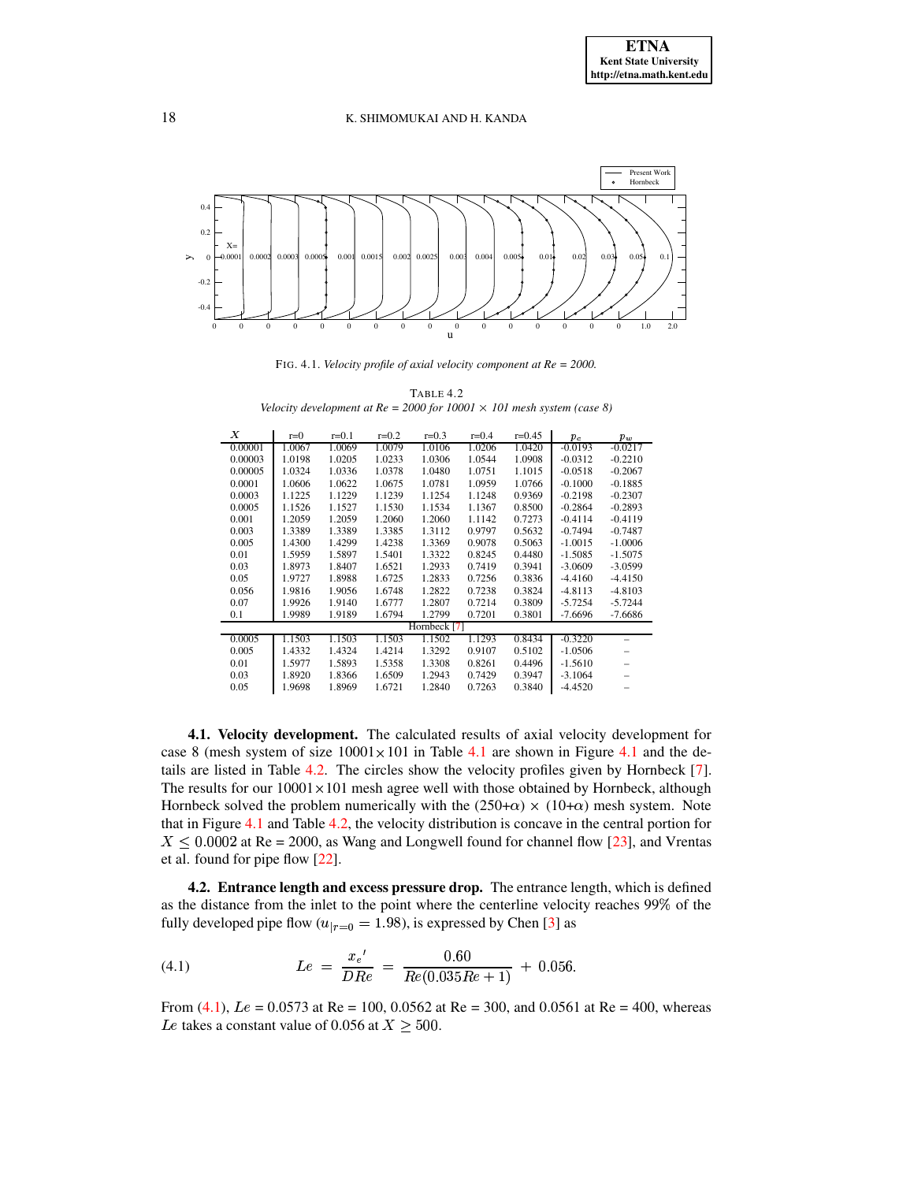FIG. 4.1. *Velocity profile of axial velocity component at Re = 2000.*

TABLE 4.2
*Velocity development at Re = 2000 for 10001 × 101 mesh system (case 8)*

| $X$ | r=0 | r=0.1 | r=0.2 | r=0.3 | r=0.4 | r=0.45 | $p_c$ | $p_w$ |
|---|---|---|---|---|---|---|---|---|
| 0.00001 | 1.0067 | 1.0069 | 1.0079 | 1.0106 | 1.0206 | 1.0420 | -0.0193 | -0.0217 |
| 0.00003 | 1.0198 | 1.0205 | 1.0233 | 1.0306 | 1.0544 | 1.0908 | -0.0312 | -0.2210 |
| 0.00005 | 1.0324 | 1.0336 | 1.0378 | 1.0480 | 1.0751 | 1.1015 | -0.0518 | -0.2067 |
| 0.0001 | 1.0606 | 1.0622 | 1.0675 | 1.0781 | 1.0959 | 1.0766 | -0.1000 | -0.1885 |
| 0.0003 | 1.1225 | 1.1229 | 1.1239 | 1.1254 | 1.1248 | 0.9369 | -0.2198 | -0.2307 |
| 0.0005 | 1.1526 | 1.1527 | 1.1530 | 1.1534 | 1.1367 | 0.8500 | -0.2864 | -0.2893 |
| 0.001 | 1.2059 | 1.2059 | 1.2060 | 1.2060 | 1.1142 | 0.7273 | -0.4114 | -0.4119 |
| 0.003 | 1.3389 | 1.3389 | 1.3385 | 1.3112 | 0.9797 | 0.5632 | -0.7494 | -0.7487 |
| 0.005 | 1.4300 | 1.4299 | 1.4238 | 1.3369 | 0.9078 | 0.5063 | -1.0015 | -1.0006 |
| 0.01 | 1.5959 | 1.5897 | 1.5401 | 1.3322 | 0.8245 | 0.4480 | -1.5085 | -1.5075 |
| 0.03 | 1.8973 | 1.8407 | 1.6521 | 1.2933 | 0.7419 | 0.3941 | -3.0609 | -3.0599 |
| 0.05 | 1.9727 | 1.8988 | 1.6725 | 1.2833 | 0.7256 | 0.3836 | -4.4160 | -4.4150 |
| 0.056 | 1.9816 | 1.9056 | 1.6748 | 1.2822 | 0.7238 | 0.3824 | -4.8113 | -4.8103 |
| 0.07 | 1.9926 | 1.9140 | 1.6777 | 1.2807 | 0.7214 | 0.3809 | -5.7254 | -5.7244 |
| 0.1 | 1.9989 | 1.9189 | 1.6794 | 1.2799 | 0.7201 | 0.3801 | -7.6696 | -7.6686 |
| Hornbeck [7] | | | | | | | | |
| 0.0005 | 1.1503 | 1.1503 | 1.1503 | 1.1502 | 1.1293 | 0.8434 | -0.3220 | – |
| 0.005 | 1.4332 | 1.4324 | 1.4214 | 1.3292 | 0.9107 | 0.5102 | -1.0506 | – |
| 0.01 | 1.5977 | 1.5893 | 1.5358 | 1.3308 | 0.8261 | 0.4496 | -1.5610 | – |
| 0.03 | 1.8920 | 1.8366 | 1.6509 | 1.2943 | 0.7429 | 0.3947 | -3.1064 | – |
| 0.05 | 1.9698 | 1.8969 | 1.6721 | 1.2840 | 0.7263 | 0.3840 | -4.4520 | – |

**4.1. Velocity development.** The calculated results of axial velocity development for case 8 (mesh system of size 10001×101 in Table 4.1 are shown in Figure 4.1 and the details are listed in Table 4.2. The circles show the velocity profiles given by Hornbeck [7]. The results for our 10001×101 mesh agree well with those obtained by Hornbeck, although Hornbeck solved the problem numerically with the (250+$\alpha$) × (10+$\alpha$) mesh system. Note that in Figure 4.1 and Table 4.2, the velocity distribution is concave in the central portion for $X \leq 0.0002$ at Re = 2000, as Wang and Longwell found for channel flow [23], and Vrentas et al. found for pipe flow [22].

**4.2. Entrance length and excess pressure drop.** The entrance length, which is defined as the distance from the inlet to the point where the centerline velocity reaches 99% of the fully developed pipe flow ($u_{|r=0} = 1.98$), is expressed by Chen [3] as

$$Le \;=\; \frac{x_e{}'}{DRe} \;=\; \frac{0.60}{Re(0.035Re+1)} \;+\; 0.056. \tag{4.1}$$

From (4.1), $Le$ = 0.0573 at Re = 100, 0.0562 at Re = 300, and 0.0561 at Re = 400, whereas $Le$ takes a constant value of 0.056 at $X \geq 500$.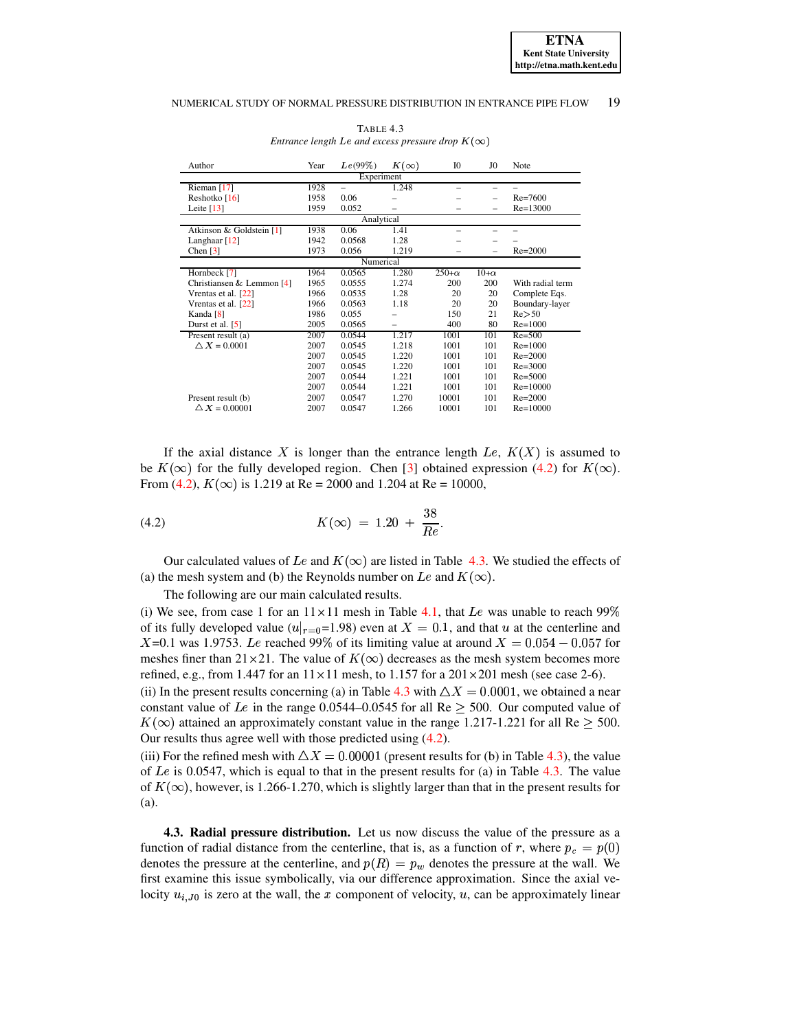TABLE 4.3
*Entrance length $Le$ and excess pressure drop $K(\infty)$*

| Author | Year | $Le$(99%) | $K(\infty)$ | I0 | J0 | Note |
|---|---|---|---|---|---|---|
| Experiment | | | | | | |
| Rieman [17] | 1928 | – | 1.248 | – | – | – |
| Reshotko [16] | 1958 | 0.06 | – | – | – | Re=7600 |
| Leite [13] | 1959 | 0.052 | – | – | – | Re=13000 |
| Analytical | | | | | | |
| Atkinson & Goldstein [1] | 1938 | 0.06 | 1.41 | – | – | – |
| Langhaar [12] | 1942 | 0.0568 | 1.28 | – | – | – |
| Chen [3] | 1973 | 0.056 | 1.219 | – | – | Re=2000 |
| Numerical | | | | | | |
| Hornbeck [7] | 1964 | 0.0565 | 1.280 | 250+$\alpha$ | 10+$\alpha$ | |
| Christiansen & Lemmon [4] | 1965 | 0.0555 | 1.274 | 200 | 200 | With radial term |
| Vrentas et al. [22] | 1966 | 0.0535 | 1.28 | 20 | 20 | Complete Eqs. |
| Vrentas et al. [22] | 1966 | 0.0563 | 1.18 | 20 | 20 | Boundary-layer |
| Kanda [8] | 1986 | 0.055 | – | 150 | 21 | Re>50 |
| Durst et al. [5] | 2005 | 0.0565 | – | 400 | 80 | Re=1000 |
| Present result (a) | 2007 | 0.0544 | 1.217 | 1001 | 101 | Re=500 |
| $\triangle X$ = 0.0001 | 2007 | 0.0545 | 1.218 | 1001 | 101 | Re=1000 |
| | 2007 | 0.0545 | 1.220 | 1001 | 101 | Re=2000 |
| | 2007 | 0.0545 | 1.220 | 1001 | 101 | Re=3000 |
| | 2007 | 0.0544 | 1.221 | 1001 | 101 | Re=5000 |
| | 2007 | 0.0544 | 1.221 | 1001 | 101 | Re=10000 |
| Present result (b) | 2007 | 0.0547 | 1.270 | 10001 | 101 | Re=2000 |
| $\triangle X$ = 0.00001 | 2007 | 0.0547 | 1.266 | 10001 | 101 | Re=10000 |

If the axial distance $X$ is longer than the entrance length $Le$, $K(X)$ is assumed to be $K(\infty)$ for the fully developed region. Chen [3] obtained expression (4.2) for $K(\infty)$. From (4.2), $K(\infty)$ is 1.219 at Re = 2000 and 1.204 at Re = 10000,

$$K(\infty) = 1.20 + \frac{38}{Re}. \tag{4.2}$$

Our calculated values of $Le$ and $K(\infty)$ are listed in Table 4.3. We studied the effects of (a) the mesh system and (b) the Reynolds number on $Le$ and $K(\infty)$.

The following are our main calculated results.

(i) We see, from case 1 for an $11\times11$ mesh in Table 4.1, that $Le$ was unable to reach 99% of its fully developed value ($u|_{r=0}$=1.98) even at $X = 0.1$, and that $u$ at the centerline and $X$=0.1 was 1.9753. $Le$ reached 99% of its limiting value at around $X = 0.054 - 0.057$ for meshes finer than $21\times21$. The value of $K(\infty)$ decreases as the mesh system becomes more refined, e.g., from 1.447 for an $11\times11$ mesh, to 1.157 for a $201\times201$ mesh (see case 2-6).

(ii) In the present results concerning (a) in Table 4.3 with $\triangle X = 0.0001$, we obtained a near constant value of $Le$ in the range 0.0544–0.0545 for all Re $\geq$ 500. Our computed value of $K(\infty)$ attained an approximately constant value in the range 1.217-1.221 for all Re $\geq$ 500. Our results thus agree well with those predicted using (4.2).

(iii) For the refined mesh with $\triangle X = 0.00001$ (present results for (b) in Table 4.3), the value of $Le$ is 0.0547, which is equal to that in the present results for (a) in Table 4.3. The value of $K(\infty)$, however, is 1.266-1.270, which is slightly larger than that in the present results for (a).

**4.3. Radial pressure distribution.** Let us now discuss the value of the pressure as a function of radial distance from the centerline, that is, as a function of $r$, where $p_c = p(0)$ denotes the pressure at the centerline, and $p(R) = p_w$ denotes the pressure at the wall. We first examine this issue symbolically, via our difference approximation. Since the axial velocity $u_{i,J0}$ is zero at the wall, the $x$ component of velocity, $u$, can be approximately linear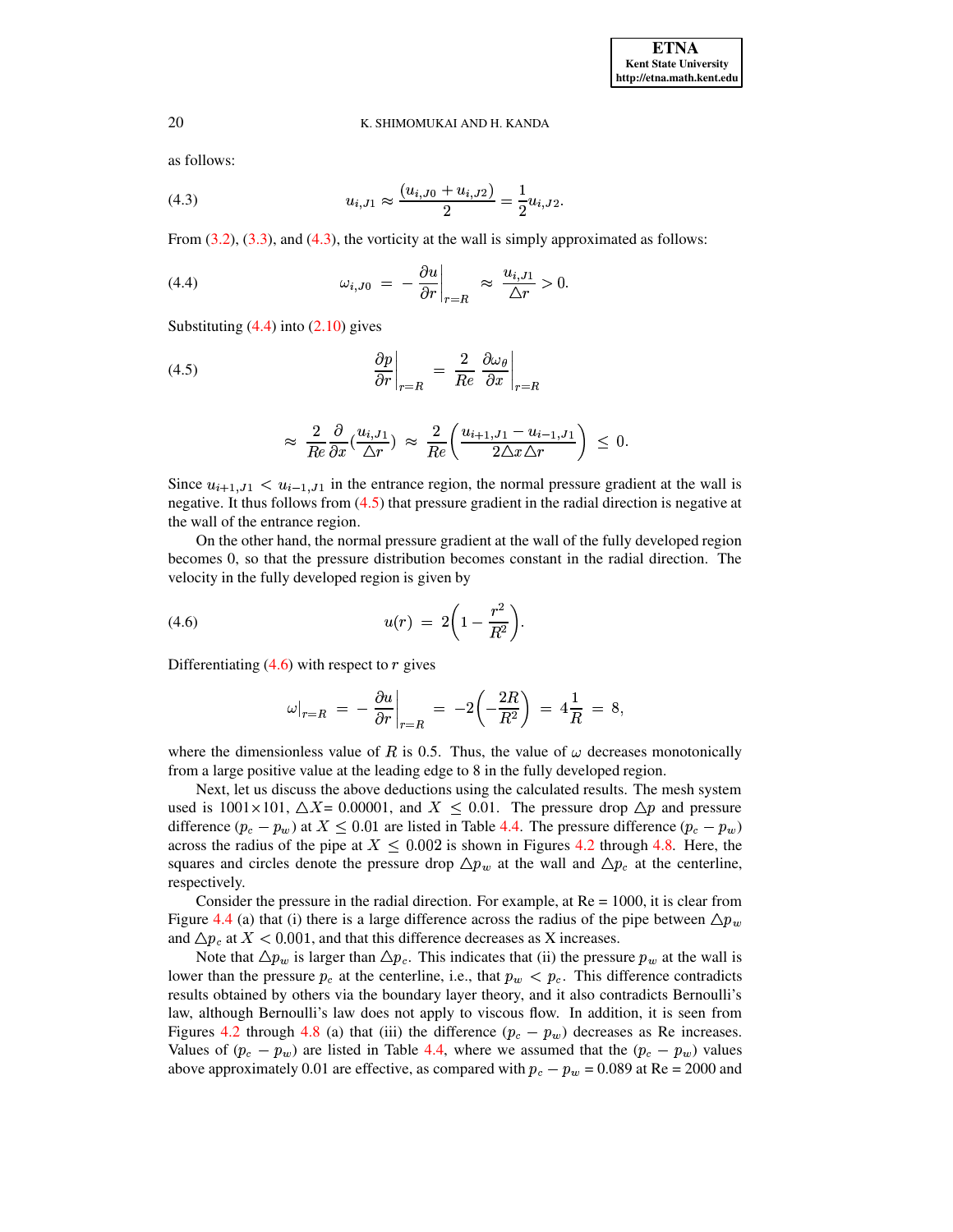as follows:

$$u_{i,J1} \approx \frac{(u_{i,J0} + u_{i,J2})}{2} = \frac{1}{2} u_{i,J2}. \tag{4.3}$$

From (3.2), (3.3), and (4.3), the vorticity at the wall is simply approximated as follows:

$$\omega_{i,J0} \ = \ -\left.\frac{\partial u}{\partial r}\right|_{r=R} \ \approx \ \frac{u_{i,J1}}{\triangle r} > 0. \tag{4.4}$$

Substituting (4.4) into (2.10) gives

$$\left.\frac{\partial p}{\partial r}\right|_{r=R} \ = \ \frac{2}{Re} \left.\frac{\partial \omega_\theta}{\partial x}\right|_{r=R} \tag{4.5}$$

$$\approx \ \frac{2}{Re} \frac{\partial}{\partial x} (\frac{u_{i,J1}}{\triangle r}) \ \approx \ \frac{2}{Re} \left( \frac{u_{i+1,J1} - u_{i-1,J1}}{2 \triangle x \triangle r} \right) \ \leq \ 0.$$

Since $u_{i+1,J1} < u_{i-1,J1}$ in the entrance region, the normal pressure gradient at the wall is negative. It thus follows from (4.5) that pressure gradient in the radial direction is negative at the wall of the entrance region.

On the other hand, the normal pressure gradient at the wall of the fully developed region becomes 0, so that the pressure distribution becomes constant in the radial direction. The velocity in the fully developed region is given by

$$u(r) \ = \ 2\left(1 - \frac{r^2}{R^2}\right). \tag{4.6}$$

Differentiating (4.6) with respect to $r$ gives

$$\omega|_{r=R} \ = \ -\left.\frac{\partial u}{\partial r}\right|_{r=R} \ = \ -2\left(-\frac{2R}{R^2}\right) \ = \ 4\frac{1}{R} \ = \ 8,$$

where the dimensionless value of $R$ is 0.5. Thus, the value of $\omega$ decreases monotonically from a large positive value at the leading edge to 8 in the fully developed region.

Next, let us discuss the above deductions using the calculated results. The mesh system used is $1001 \times 101$, $\triangle X$= 0.00001, and $X \ \leq \ 0.01$. The pressure drop $\triangle p$ and pressure difference $(p_c - p_w)$ at $X \leq 0.01$ are listed in Table 4.4. The pressure difference $(p_c - p_w)$ across the radius of the pipe at $X \ \leq \ 0.002$ is shown in Figures 4.2 through 4.8. Here, the squares and circles denote the pressure drop $\triangle p_w$ at the wall and $\triangle p_c$ at the centerline, respectively.

Consider the pressure in the radial direction. For example, at Re = 1000, it is clear from Figure 4.4 (a) that (i) there is a large difference across the radius of the pipe between $\triangle p_w$ and $\triangle p_c$ at $X < 0.001$, and that this difference decreases as X increases.

Note that $\triangle p_w$ is larger than $\triangle p_c$. This indicates that (ii) the pressure $p_w$ at the wall is lower than the pressure $p_c$ at the centerline, i.e., that $p_w \ < \ p_c$. This difference contradicts results obtained by others via the boundary layer theory, and it also contradicts Bernoulli's law, although Bernoulli's law does not apply to viscous flow. In addition, it is seen from Figures 4.2 through 4.8 (a) that (iii) the difference $(p_c - p_w)$ decreases as Re increases. Values of $(p_c - p_w)$ are listed in Table 4.4, where we assumed that the $(p_c - p_w)$ values above approximately 0.01 are effective, as compared with $p_c - p_w$ = 0.089 at Re = 2000 and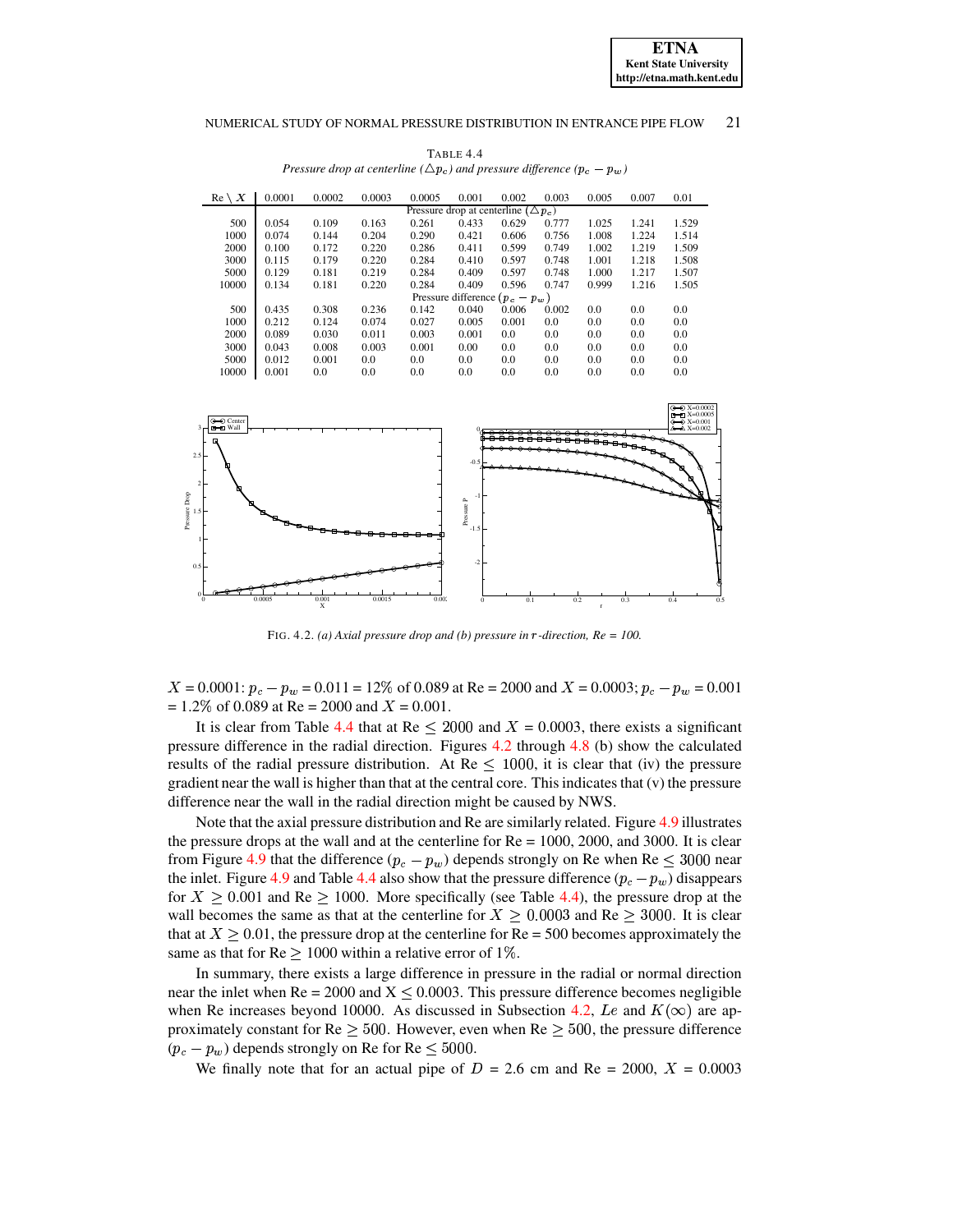TABLE 4.4
*Pressure drop at centerline ($\triangle p_c$) and pressure difference ($p_c - p_w$)*

| Re \ $X$ | 0.0001 | 0.0002 | 0.0003 | 0.0005 | 0.001 | 0.002 | 0.003 | 0.005 | 0.007 | 0.01 |
|---|---|---|---|---|---|---|---|---|---|---|
| | Pressure drop at centerline ($\triangle p_c$) | | | | | | | | | |
| 500 | 0.054 | 0.109 | 0.163 | 0.261 | 0.433 | 0.629 | 0.777 | 1.025 | 1.241 | 1.529 |
| 1000 | 0.074 | 0.144 | 0.204 | 0.290 | 0.421 | 0.606 | 0.756 | 1.008 | 1.224 | 1.514 |
| 2000 | 0.100 | 0.172 | 0.220 | 0.286 | 0.411 | 0.599 | 0.749 | 1.002 | 1.219 | 1.509 |
| 3000 | 0.115 | 0.179 | 0.220 | 0.284 | 0.410 | 0.597 | 0.748 | 1.001 | 1.218 | 1.508 |
| 5000 | 0.129 | 0.181 | 0.219 | 0.284 | 0.409 | 0.597 | 0.748 | 1.000 | 1.217 | 1.507 |
| 10000 | 0.134 | 0.181 | 0.220 | 0.284 | 0.409 | 0.596 | 0.747 | 0.999 | 1.216 | 1.505 |
| | Pressure difference ($p_c - p_w$) | | | | | | | | | |
| 500 | 0.435 | 0.308 | 0.236 | 0.142 | 0.040 | 0.006 | 0.002 | 0.0 | 0.0 | 0.0 |
| 1000 | 0.212 | 0.124 | 0.074 | 0.027 | 0.005 | 0.001 | 0.0 | 0.0 | 0.0 | 0.0 |
| 2000 | 0.089 | 0.030 | 0.011 | 0.003 | 0.001 | 0.0 | 0.0 | 0.0 | 0.0 | 0.0 |
| 3000 | 0.043 | 0.008 | 0.003 | 0.001 | 0.00 | 0.0 | 0.0 | 0.0 | 0.0 | 0.0 |
| 5000 | 0.012 | 0.001 | 0.0 | 0.0 | 0.0 | 0.0 | 0.0 | 0.0 | 0.0 | 0.0 |
| 10000 | 0.001 | 0.0 | 0.0 | 0.0 | 0.0 | 0.0 | 0.0 | 0.0 | 0.0 | 0.0 |

FIG. 4.2. *(a) Axial pressure drop and (b) pressure in $r$-direction, Re = 100.*

$X$ = 0.0001: $p_c - p_w$ = 0.011 = 12% of 0.089 at Re = 2000 and $X$ = 0.0003; $p_c - p_w$ = 0.001 = 1.2% of 0.089 at Re = 2000 and $X$ = 0.001.

It is clear from Table 4.4 that at Re $\leq$ 2000 and $X$ = 0.0003, there exists a significant pressure difference in the radial direction. Figures 4.2 through 4.8 (b) show the calculated results of the radial pressure distribution. At Re $\leq$ 1000, it is clear that (iv) the pressure gradient near the wall is higher than that at the central core. This indicates that (v) the pressure difference near the wall in the radial direction might be caused by NWS.

Note that the axial pressure distribution and Re are similarly related. Figure 4.9 illustrates the pressure drops at the wall and at the centerline for Re = 1000, 2000, and 3000. It is clear from Figure 4.9 that the difference ($p_c - p_w$) depends strongly on Re when Re $\leq$ 3000 near the inlet. Figure 4.9 and Table 4.4 also show that the pressure difference ($p_c - p_w$) disappears for $X \geq 0.001$ and Re $\geq$ 1000. More specifically (see Table 4.4), the pressure drop at the wall becomes the same as that at the centerline for $X \geq 0.0003$ and Re $\geq$ 3000. It is clear that at $X \geq 0.01$, the pressure drop at the centerline for Re = 500 becomes approximately the same as that for Re $\geq$ 1000 within a relative error of 1%.

In summary, there exists a large difference in pressure in the radial or normal direction near the inlet when Re = 2000 and X $\leq$ 0.0003. This pressure difference becomes negligible when Re increases beyond 10000. As discussed in Subsection 4.2, $Le$ and $K(\infty)$ are approximately constant for Re $\geq$ 500. However, even when Re $\geq$ 500, the pressure difference ($p_c - p_w$) depends strongly on Re for Re $\leq$ 5000.

We finally note that for an actual pipe of $D$ = 2.6 cm and Re = 2000, $X$ = 0.0003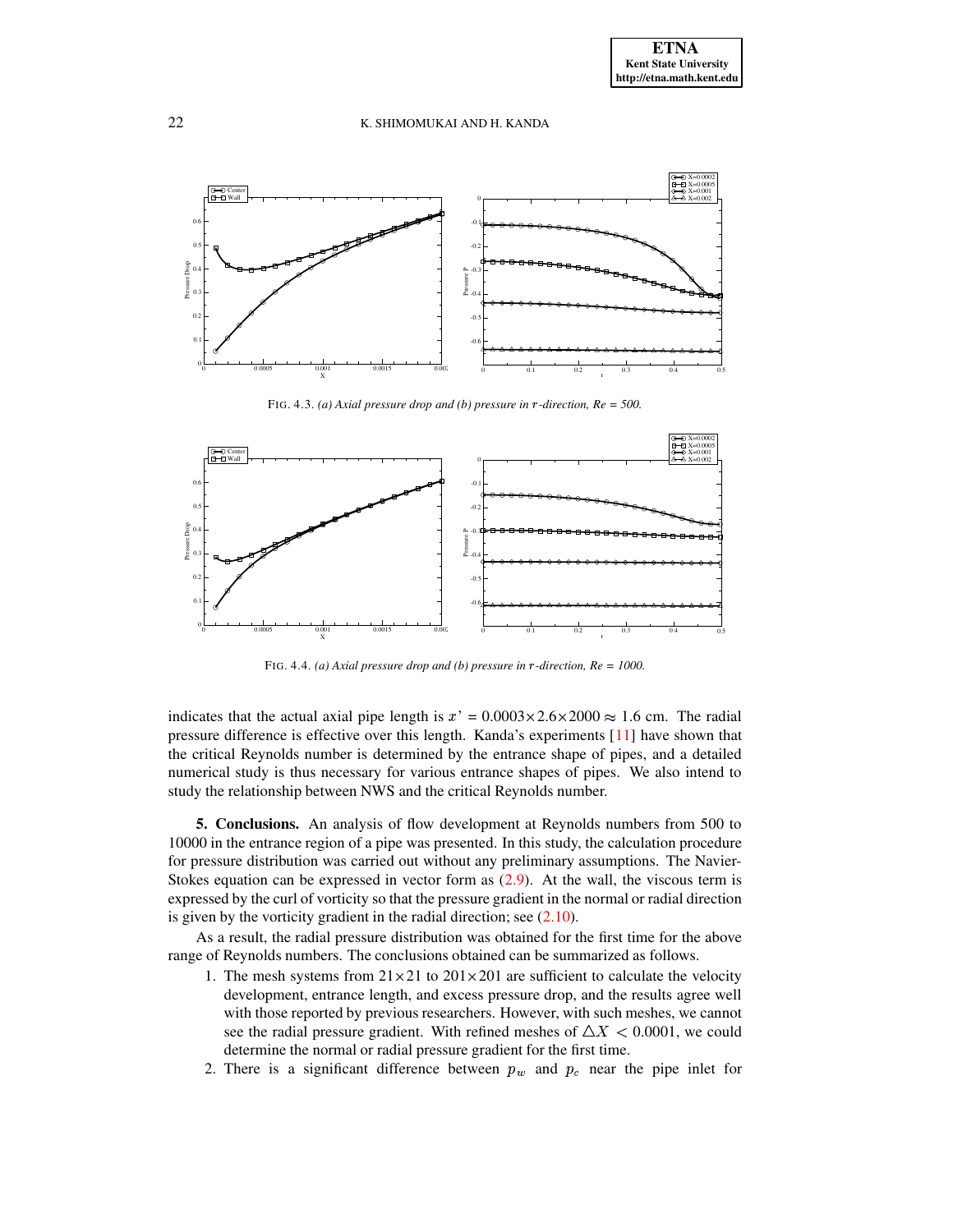FIG. 4.3. *(a) Axial pressure drop and (b) pressure in $r$-direction, Re = 500.*

FIG. 4.4. *(a) Axial pressure drop and (b) pressure in $r$-direction, Re = 1000.*

indicates that the actual axial pipe length is $x' = 0.0003 \times 2.6 \times 2000 \approx 1.6$ cm. The radial pressure difference is effective over this length. Kanda's experiments [11] have shown that the critical Reynolds number is determined by the entrance shape of pipes, and a detailed numerical study is thus necessary for various entrance shapes of pipes. We also intend to study the relationship between NWS and the critical Reynolds number.

**5. Conclusions.** An analysis of flow development at Reynolds numbers from 500 to 10000 in the entrance region of a pipe was presented. In this study, the calculation procedure for pressure distribution was carried out without any preliminary assumptions. The Navier-Stokes equation can be expressed in vector form as (2.9). At the wall, the viscous term is expressed by the curl of vorticity so that the pressure gradient in the normal or radial direction is given by the vorticity gradient in the radial direction; see (2.10).

As a result, the radial pressure distribution was obtained for the first time for the above range of Reynolds numbers. The conclusions obtained can be summarized as follows.

1. The mesh systems from $21\times21$ to $201\times201$ are sufficient to calculate the velocity development, entrance length, and excess pressure drop, and the results agree well with those reported by previous researchers. However, with such meshes, we cannot see the radial pressure gradient. With refined meshes of $\triangle X < 0.0001$, we could determine the normal or radial pressure gradient for the first time.
2. There is a significant difference between $p_w$ and $p_c$ near the pipe inlet for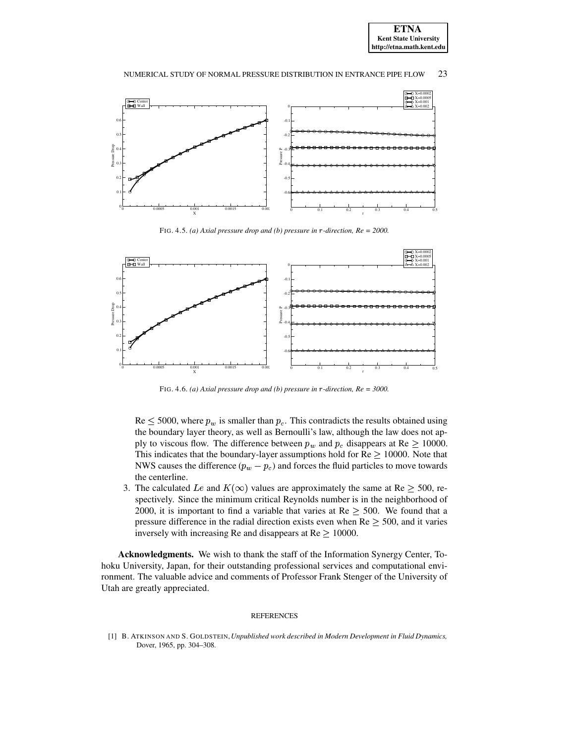FIG. 4.5. *(a) Axial pressure drop and (b) pressure in $r$-direction, Re = 2000.*

FIG. 4.6. *(a) Axial pressure drop and (b) pressure in $r$-direction, Re = 3000.*

Re $\leq$ 5000, where $p_w$ is smaller than $p_c$. This contradicts the results obtained using the boundary layer theory, as well as Bernoulli's law, although the law does not apply to viscous flow. The difference between $p_w$ and $p_c$ disappears at Re $\geq$ 10000. This indicates that the boundary-layer assumptions hold for Re $\geq$ 10000. Note that NWS causes the difference $(p_w - p_c)$ and forces the fluid particles to move towards the centerline.

3. The calculated $Le$ and $K(\infty)$ values are approximately the same at Re $\geq$ 500, respectively. Since the minimum critical Reynolds number is in the neighborhood of 2000, it is important to find a variable that varies at Re $\geq$ 500. We found that a pressure difference in the radial direction exists even when Re $\geq$ 500, and it varies inversely with increasing Re and disappears at Re $\geq$ 10000.

**Acknowledgments.** We wish to thank the staff of the Information Synergy Center, Tohoku University, Japan, for their outstanding professional services and computational environment. The valuable advice and comments of Professor Frank Stenger of the University of Utah are greatly appreciated.

## REFERENCES

[1] B. ATKINSON AND S. GOLDSTEIN, *Unpublished work described in Modern Development in Fluid Dynamics,* Dover, 1965, pp. 304–308.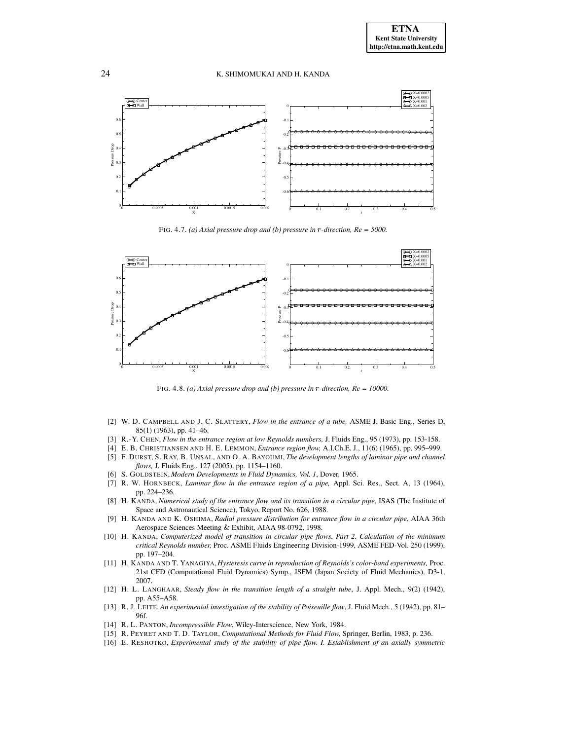FIG. 4.7. *(a) Axial pressure drop and (b) pressure in $r$-direction, Re = 5000.*

FIG. 4.8. *(a) Axial pressure drop and (b) pressure in $r$-direction, Re = 10000.*

[2] W. D. CAMPBELL AND J. C. SLATTERY, *Flow in the entrance of a tube,* ASME J. Basic Eng., Series D, 85(1) (1963), pp. 41–46.

[3] R.-Y. CHEN, *Flow in the entrance region at low Reynolds numbers,* J. Fluids Eng., 95 (1973), pp. 153-158.

[4] E. B. CHRISTIANSEN AND H. E. LEMMON, *Entrance region flow,* A.I.Ch.E. J., 11(6) (1965), pp. 995–999.

[5] F. DURST, S. RAY, B. UNSAL, AND O. A. BAYOUMI, *The development lengths of laminar pipe and channel flows,* J. Fluids Eng., 127 (2005), pp. 1154–1160.

[6] S. GOLDSTEIN, *Modern Developments in Fluid Dynamics, Vol. 1*, Dover, 1965.

[7] R. W. HORNBECK, *Laminar flow in the entrance region of a pipe,* Appl. Sci. Res., Sect. A, 13 (1964), pp. 224–236.

[8] H. KANDA, *Numerical study of the entrance flow and its transition in a circular pipe*, ISAS (The Institute of Space and Astronautical Science), Tokyo, Report No. 626, 1988.

[9] H. KANDA AND K. OSHIMA, *Radial pressure distribution for entrance flow in a circular pipe*, AIAA 36th Aerospace Sciences Meeting & Exhibit, AIAA 98-0792, 1998.

[10] H. KANDA, *Computerized model of transition in circular pipe flows. Part 2. Calculation of the minimum critical Reynolds number,* Proc. ASME Fluids Engineering Division-1999, ASME FED-Vol. 250 (1999), pp. 197–204.

[11] H. KANDA AND T. YANAGIYA, *Hysteresis curve in reproduction of Reynolds's color-band experiments,* Proc. 21st CFD (Computational Fluid Dynamics) Symp., JSFM (Japan Society of Fluid Mechanics), D3-1, 2007.

[12] H. L. LANGHAAR, *Steady flow in the transition length of a straight tube*, J. Appl. Mech., 9(2) (1942), pp. A55–A58.

[13] R. J. LEITE, *An experimental investigation of the stability of Poiseuille flow*, J. Fluid Mech., 5 (1942), pp. 81–96f.

[14] R. L. PANTON, *Incompressible Flow*, Wiley-Interscience, New York, 1984.

[15] R. PEYRET AND T. D. TAYLOR, *Computational Methods for Fluid Flow,* Springer, Berlin, 1983, p. 236.

[16] E. RESHOTKO, *Experimental study of the stability of pipe flow. I. Establishment of an axially symmetric*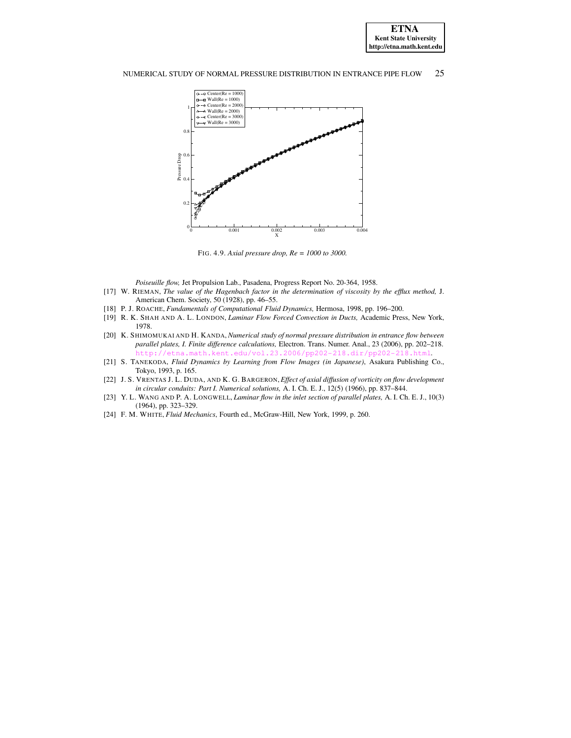Center(Re = 1000)
Wall(Re = 1000)
Center(Re = 2000)
Wall(Re = 2000)
Center(Re = 3000)
Wall(Re = 3000)

1
0.8
0.6
0.4
0.2
0

Pressure Drop

0
0.001
0.002
0.003
0.004

X

FIG. 4.9. *Axial pressure drop, Re = 1000 to 3000.*

*Poiseuille flow,* Jet Propulsion Lab., Pasadena, Progress Report No. 20-364, 1958.

[17] W. RIEMAN, *The value of the Hagenbach factor in the determination of viscosity by the efflux method,* J. American Chem. Society, 50 (1928), pp. 46–55.

[18] P. J. ROACHE, *Fundamentals of Computational Fluid Dynamics,* Hermosa, 1998, pp. 196–200.

[19] R. K. SHAH AND A. L. LONDON, *Laminar Flow Forced Convection in Ducts,* Academic Press, New York, 1978.

[20] K. SHIMOMUKAI AND H. KANDA, *Numerical study of normal pressure distribution in entrance flow between parallel plates, I. Finite difference calculations,* Electron. Trans. Numer. Anal., 23 (2006), pp. 202–218. http://etna.math.kent.edu/vol.23.2006/pp202-218.dir/pp202-218.html.

[21] S. TANEKODA, *Fluid Dynamics by Learning from Flow Images (in Japanese)*, Asakura Publishing Co., Tokyo, 1993, p. 165.

[22] J. S. VRENTAS J. L. DUDA, AND K. G. BARGERON, *Effect of axial diffusion of vorticity on flow development in circular conduits: Part I. Numerical solutions,* A. I. Ch. E. J., 12(5) (1966), pp. 837–844.

[23] Y. L. WANG AND P. A. LONGWELL, *Laminar flow in the inlet section of parallel plates,* A. I. Ch. E. J., 10(3) (1964), pp. 323–329.

[24] F. M. WHITE, *Fluid Mechanics*, Fourth ed., McGraw-Hill, New York, 1999, p. 260.